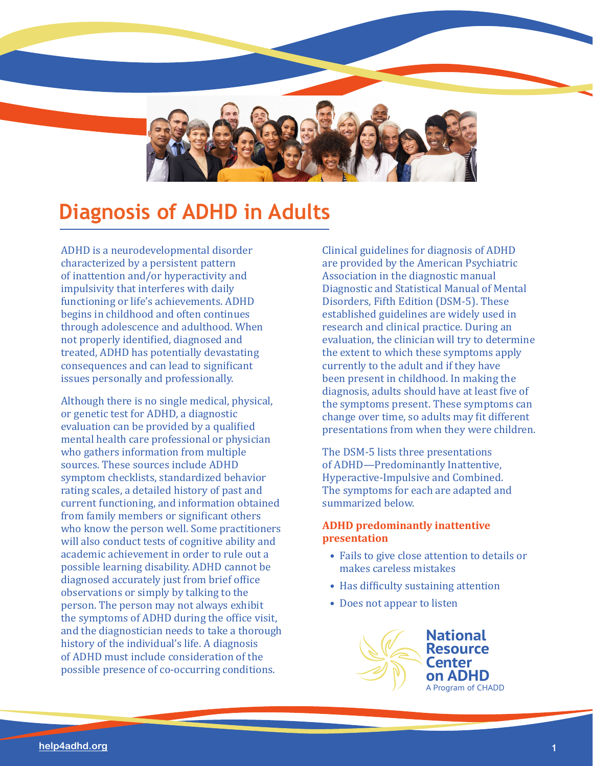# Diagnosis of ADHD in Adults

ADHD is a neurodevelopmental disorder characterized by a persistent pattern of inattention and/or hyperactivity and impulsivity that interferes with daily functioning or life's achievements. ADHD begins in childhood and often continues through adolescence and adulthood. When not properly identified, diagnosed and treated, ADHD has potentially devastating consequences and can lead to significant issues personally and professionally.

Although there is no single medical, physical, or genetic test for ADHD, a diagnostic evaluation can be provided by a qualified mental health care professional or physician who gathers information from multiple sources. These sources include ADHD symptom checklists, standardized behavior rating scales, a detailed history of past and current functioning, and information obtained from family members or significant others who know the person well. Some practitioners will also conduct tests of cognitive ability and academic achievement in order to rule out a possible learning disability. ADHD cannot be diagnosed accurately just from brief office observations or simply by talking to the person. The person may not always exhibit the symptoms of ADHD during the office visit, and the diagnostician needs to take a thorough history of the individual's life. A diagnosis of ADHD must include consideration of the possible presence of co-occurring conditions.

Clinical guidelines for diagnosis of ADHD are provided by the American Psychiatric Association in the diagnostic manual Diagnostic and Statistical Manual of Mental Disorders, Fifth Edition (DSM-5). These established guidelines are widely used in research and clinical practice. During an evaluation, the clinician will try to determine the extent to which these symptoms apply currently to the adult and if they have been present in childhood. In making the diagnosis, adults should have at least five of the symptoms present. These symptoms can change over time, so adults may fit different presentations from when they were children.

The DSM-5 lists three presentations of ADHD—Predominantly Inattentive, Hyperactive-Impulsive and Combined. The symptoms for each are adapted and summarized below.

### ADHD predominantly inattentive presentation

- Fails to give close attention to details or makes careless mistakes
- Has difficulty sustaining attention
- Does not appear to listen

**National Resource Center on ADHD**
A Program of CHADD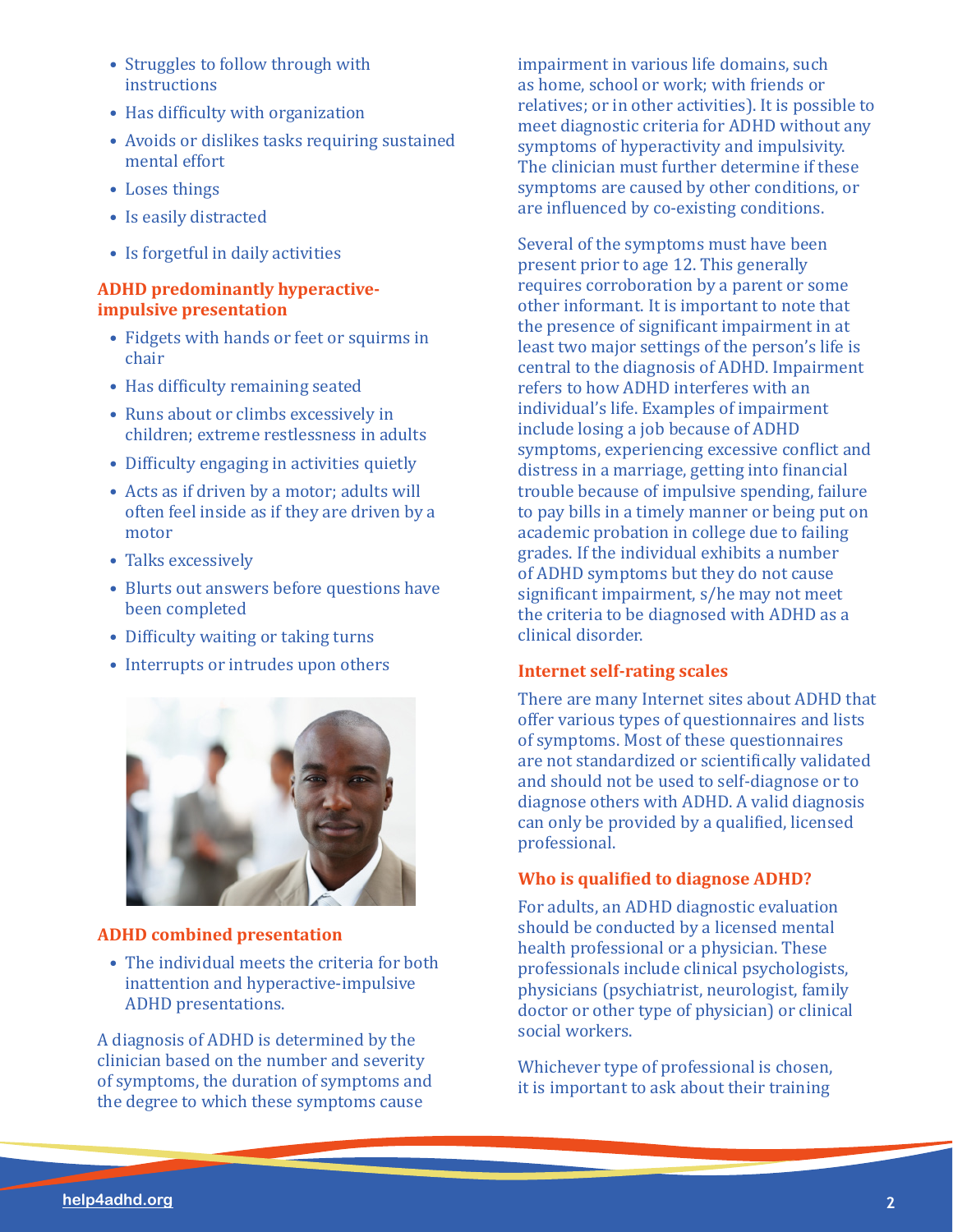- Struggles to follow through with instructions
- Has difficulty with organization
- Avoids or dislikes tasks requiring sustained mental effort
- Loses things
- Is easily distracted
- Is forgetful in daily activities

### ADHD predominantly hyperactive-impulsive presentation

- Fidgets with hands or feet or squirms in chair
- Has difficulty remaining seated
- Runs about or climbs excessively in children; extreme restlessness in adults
- Difficulty engaging in activities quietly
- Acts as if driven by a motor; adults will often feel inside as if they are driven by a motor
- Talks excessively
- Blurts out answers before questions have been completed
- Difficulty waiting or taking turns
- Interrupts or intrudes upon others

### ADHD combined presentation

- The individual meets the criteria for both inattention and hyperactive-impulsive ADHD presentations.

A diagnosis of ADHD is determined by the clinician based on the number and severity of symptoms, the duration of symptoms and the degree to which these symptoms cause impairment in various life domains, such as home, school or work; with friends or relatives; or in other activities). It is possible to meet diagnostic criteria for ADHD without any symptoms of hyperactivity and impulsivity. The clinician must further determine if these symptoms are caused by other conditions, or are influenced by co-existing conditions.

Several of the symptoms must have been present prior to age 12. This generally requires corroboration by a parent or some other informant. It is important to note that the presence of significant impairment in at least two major settings of the person's life is central to the diagnosis of ADHD. Impairment refers to how ADHD interferes with an individual's life. Examples of impairment include losing a job because of ADHD symptoms, experiencing excessive conflict and distress in a marriage, getting into financial trouble because of impulsive spending, failure to pay bills in a timely manner or being put on academic probation in college due to failing grades. If the individual exhibits a number of ADHD symptoms but they do not cause significant impairment, s/he may not meet the criteria to be diagnosed with ADHD as a clinical disorder.

### Internet self-rating scales

There are many Internet sites about ADHD that offer various types of questionnaires and lists of symptoms. Most of these questionnaires are not standardized or scientifically validated and should not be used to self-diagnose or to diagnose others with ADHD. A valid diagnosis can only be provided by a qualified, licensed professional.

### Who is qualified to diagnose ADHD?

For adults, an ADHD diagnostic evaluation should be conducted by a licensed mental health professional or a physician. These professionals include clinical psychologists, physicians (psychiatrist, neurologist, family doctor or other type of physician) or clinical social workers.

Whichever type of professional is chosen, it is important to ask about their training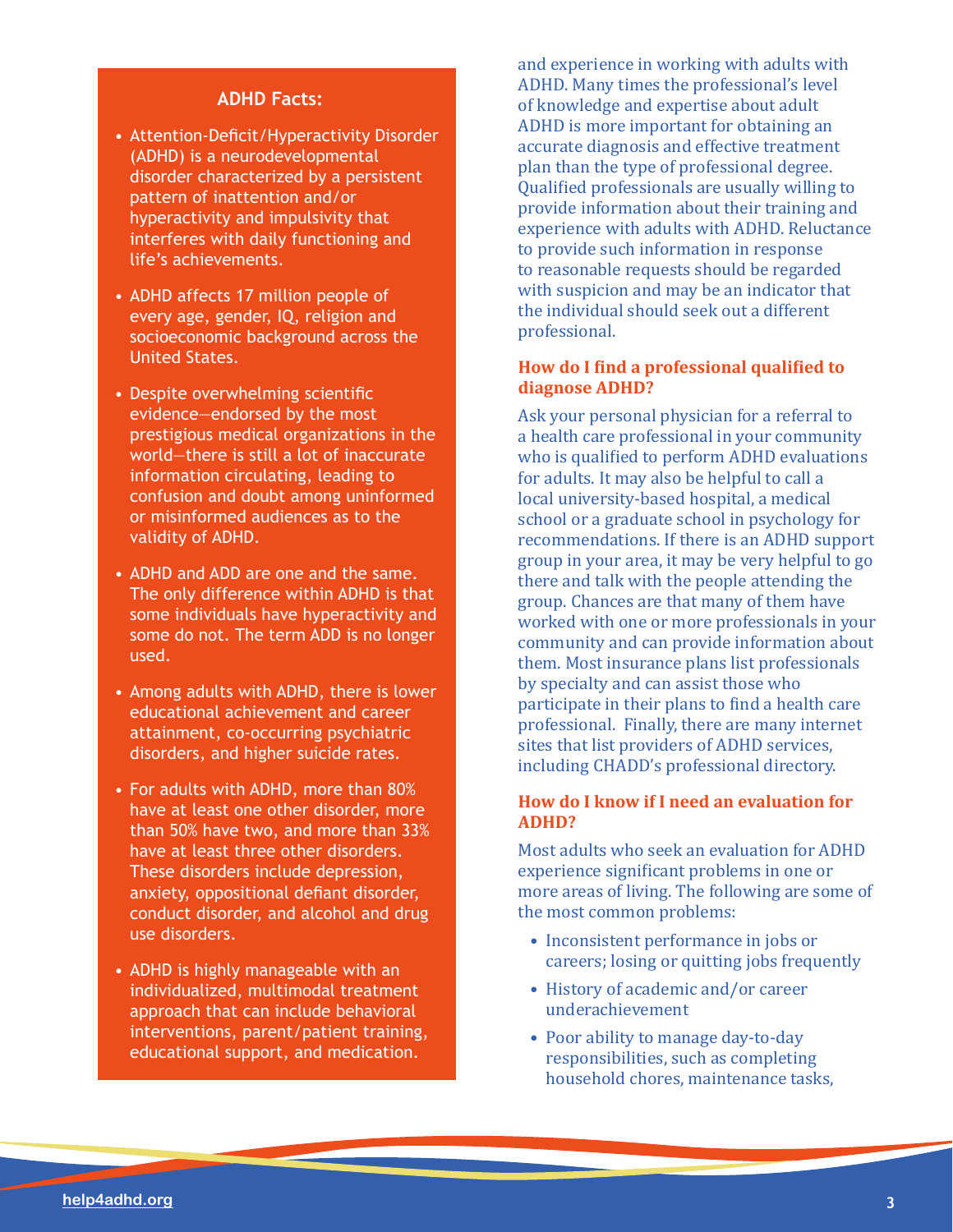### ADHD Facts:

- Attention-Deficit/Hyperactivity Disorder (ADHD) is a neurodevelopmental disorder characterized by a persistent pattern of inattention and/or hyperactivity and impulsivity that interferes with daily functioning and life's achievements.
- ADHD affects 17 million people of every age, gender, IQ, religion and socioeconomic background across the United States.
- Despite overwhelming scientific evidence—endorsed by the most prestigious medical organizations in the world—there is still a lot of inaccurate information circulating, leading to confusion and doubt among uninformed or misinformed audiences as to the validity of ADHD.
- ADHD and ADD are one and the same. The only difference within ADHD is that some individuals have hyperactivity and some do not. The term ADD is no longer used.
- Among adults with ADHD, there is lower educational achievement and career attainment, co-occurring psychiatric disorders, and higher suicide rates.
- For adults with ADHD, more than 80% have at least one other disorder, more than 50% have two, and more than 33% have at least three other disorders. These disorders include depression, anxiety, oppositional defiant disorder, conduct disorder, and alcohol and drug use disorders.
- ADHD is highly manageable with an individualized, multimodal treatment approach that can include behavioral interventions, parent/patient training, educational support, and medication.

and experience in working with adults with ADHD. Many times the professional's level of knowledge and expertise about adult ADHD is more important for obtaining an accurate diagnosis and effective treatment plan than the type of professional degree. Qualified professionals are usually willing to provide information about their training and experience with adults with ADHD. Reluctance to provide such information in response to reasonable requests should be regarded with suspicion and may be an indicator that the individual should seek out a different professional.

## How do I find a professional qualified to diagnose ADHD?

Ask your personal physician for a referral to a health care professional in your community who is qualified to perform ADHD evaluations for adults. It may also be helpful to call a local university-based hospital, a medical school or a graduate school in psychology for recommendations. If there is an ADHD support group in your area, it may be very helpful to go there and talk with the people attending the group. Chances are that many of them have worked with one or more professionals in your community and can provide information about them. Most insurance plans list professionals by specialty and can assist those who participate in their plans to find a health care professional. Finally, there are many internet sites that list providers of ADHD services, including CHADD's professional directory.

## How do I know if I need an evaluation for ADHD?

Most adults who seek an evaluation for ADHD experience significant problems in one or more areas of living. The following are some of the most common problems:

- Inconsistent performance in jobs or careers; losing or quitting jobs frequently
- History of academic and/or career underachievement
- Poor ability to manage day-to-day responsibilities, such as completing household chores, maintenance tasks,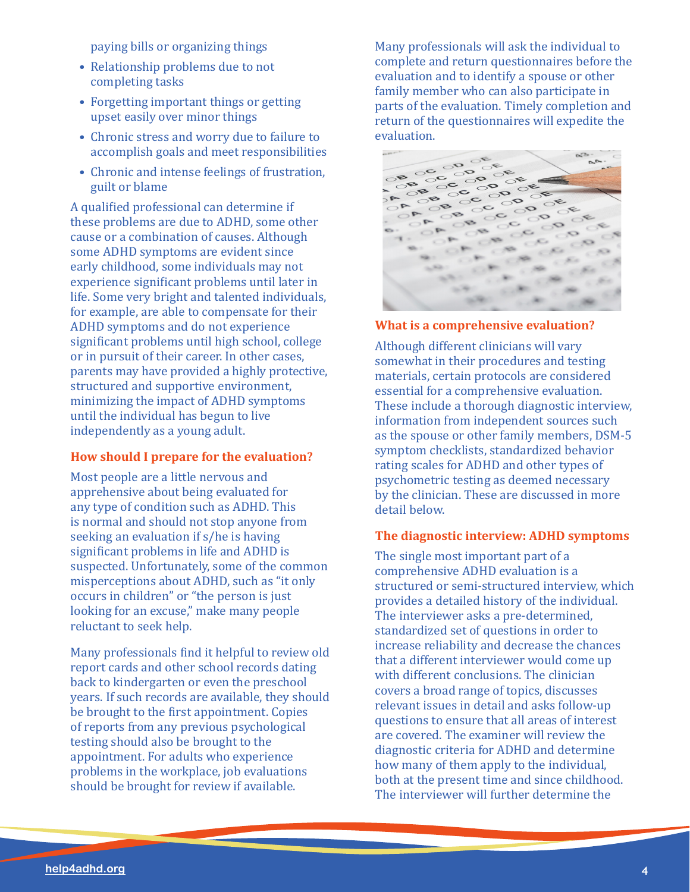paying bills or organizing things

- Relationship problems due to not completing tasks
- Forgetting important things or getting upset easily over minor things
- Chronic stress and worry due to failure to accomplish goals and meet responsibilities
- Chronic and intense feelings of frustration, guilt or blame

A qualified professional can determine if these problems are due to ADHD, some other cause or a combination of causes. Although some ADHD symptoms are evident since early childhood, some individuals may not experience significant problems until later in life. Some very bright and talented individuals, for example, are able to compensate for their ADHD symptoms and do not experience significant problems until high school, college or in pursuit of their career. In other cases, parents may have provided a highly protective, structured and supportive environment, minimizing the impact of ADHD symptoms until the individual has begun to live independently as a young adult.

### How should I prepare for the evaluation?

Most people are a little nervous and apprehensive about being evaluated for any type of condition such as ADHD. This is normal and should not stop anyone from seeking an evaluation if s/he is having significant problems in life and ADHD is suspected. Unfortunately, some of the common misperceptions about ADHD, such as "it only occurs in children" or "the person is just looking for an excuse," make many people reluctant to seek help.

Many professionals find it helpful to review old report cards and other school records dating back to kindergarten or even the preschool years. If such records are available, they should be brought to the first appointment. Copies of reports from any previous psychological testing should also be brought to the appointment. For adults who experience problems in the workplace, job evaluations should be brought for review if available.

Many professionals will ask the individual to complete and return questionnaires before the evaluation and to identify a spouse or other family member who can also participate in parts of the evaluation. Timely completion and return of the questionnaires will expedite the evaluation.

### What is a comprehensive evaluation?

Although different clinicians will vary somewhat in their procedures and testing materials, certain protocols are considered essential for a comprehensive evaluation. These include a thorough diagnostic interview, information from independent sources such as the spouse or other family members, DSM-5 symptom checklists, standardized behavior rating scales for ADHD and other types of psychometric testing as deemed necessary by the clinician. These are discussed in more detail below.

### The diagnostic interview: ADHD symptoms

The single most important part of a comprehensive ADHD evaluation is a structured or semi-structured interview, which provides a detailed history of the individual. The interviewer asks a pre-determined, standardized set of questions in order to increase reliability and decrease the chances that a different interviewer would come up with different conclusions. The clinician covers a broad range of topics, discusses relevant issues in detail and asks follow-up questions to ensure that all areas of interest are covered. The examiner will review the diagnostic criteria for ADHD and determine how many of them apply to the individual, both at the present time and since childhood. The interviewer will further determine the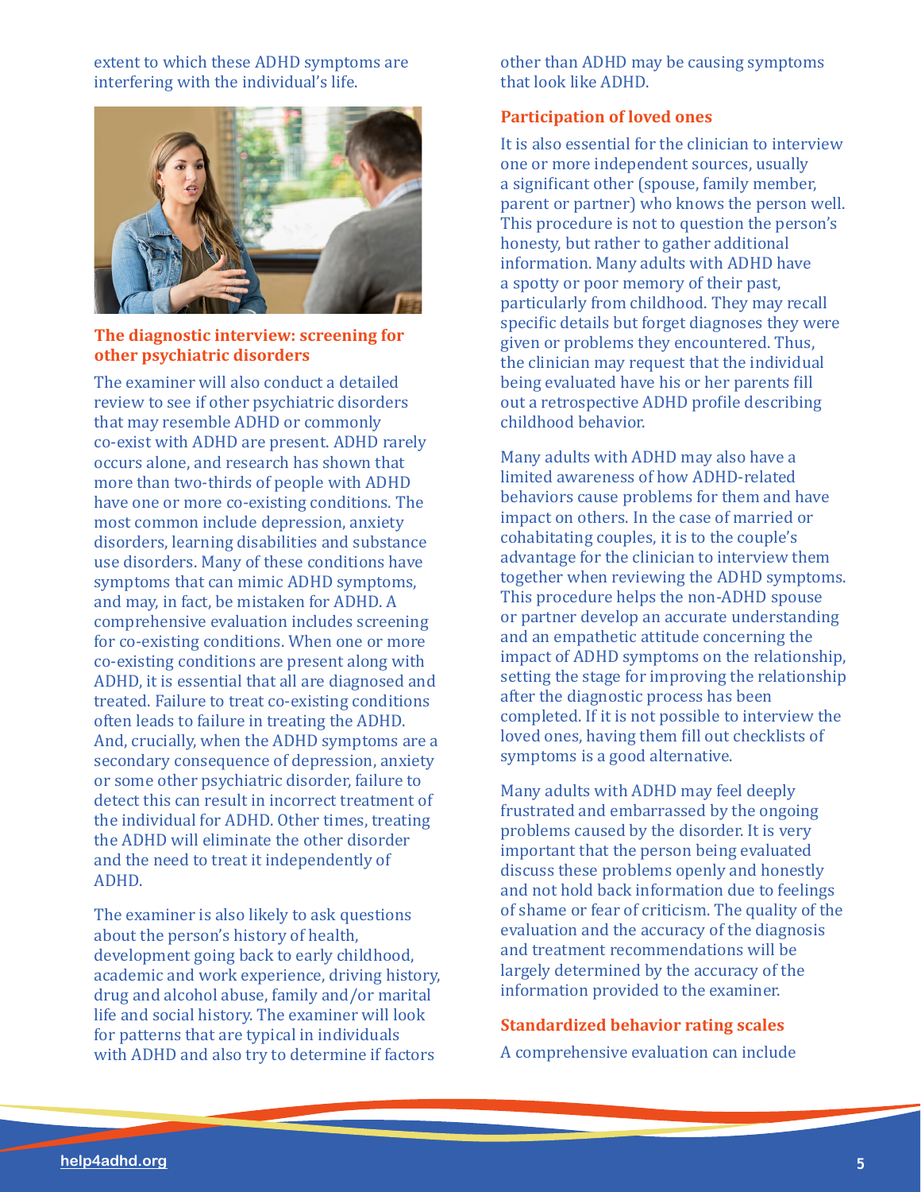extent to which these ADHD symptoms are interfering with the individual's life.

### The diagnostic interview: screening for other psychiatric disorders

The examiner will also conduct a detailed review to see if other psychiatric disorders that may resemble ADHD or commonly co-exist with ADHD are present. ADHD rarely occurs alone, and research has shown that more than two-thirds of people with ADHD have one or more co-existing conditions. The most common include depression, anxiety disorders, learning disabilities and substance use disorders. Many of these conditions have symptoms that can mimic ADHD symptoms, and may, in fact, be mistaken for ADHD. A comprehensive evaluation includes screening for co-existing conditions. When one or more co-existing conditions are present along with ADHD, it is essential that all are diagnosed and treated. Failure to treat co-existing conditions often leads to failure in treating the ADHD. And, crucially, when the ADHD symptoms are a secondary consequence of depression, anxiety or some other psychiatric disorder, failure to detect this can result in incorrect treatment of the individual for ADHD. Other times, treating the ADHD will eliminate the other disorder and the need to treat it independently of ADHD.

The examiner is also likely to ask questions about the person's history of health, development going back to early childhood, academic and work experience, driving history, drug and alcohol abuse, family and/or marital life and social history. The examiner will look for patterns that are typical in individuals with ADHD and also try to determine if factors other than ADHD may be causing symptoms that look like ADHD.

### Participation of loved ones

It is also essential for the clinician to interview one or more independent sources, usually a significant other (spouse, family member, parent or partner) who knows the person well. This procedure is not to question the person's honesty, but rather to gather additional information. Many adults with ADHD have a spotty or poor memory of their past, particularly from childhood. They may recall specific details but forget diagnoses they were given or problems they encountered. Thus, the clinician may request that the individual being evaluated have his or her parents fill out a retrospective ADHD profile describing childhood behavior.

Many adults with ADHD may also have a limited awareness of how ADHD-related behaviors cause problems for them and have impact on others. In the case of married or cohabitating couples, it is to the couple's advantage for the clinician to interview them together when reviewing the ADHD symptoms. This procedure helps the non-ADHD spouse or partner develop an accurate understanding and an empathetic attitude concerning the impact of ADHD symptoms on the relationship, setting the stage for improving the relationship after the diagnostic process has been completed. If it is not possible to interview the loved ones, having them fill out checklists of symptoms is a good alternative.

Many adults with ADHD may feel deeply frustrated and embarrassed by the ongoing problems caused by the disorder. It is very important that the person being evaluated discuss these problems openly and honestly and not hold back information due to feelings of shame or fear of criticism. The quality of the evaluation and the accuracy of the diagnosis and treatment recommendations will be largely determined by the accuracy of the information provided to the examiner.

### Standardized behavior rating scales

A comprehensive evaluation can include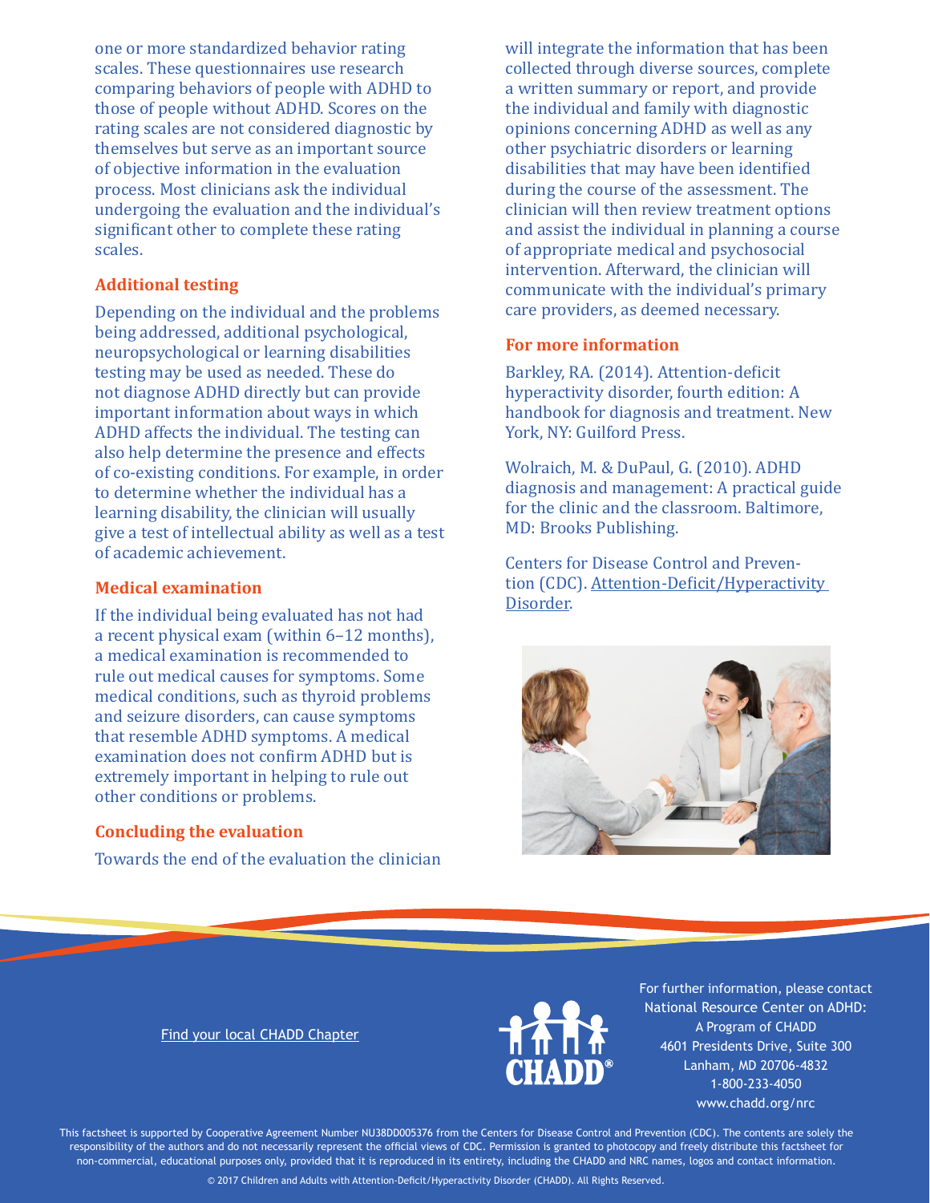one or more standardized behavior rating scales. These questionnaires use research comparing behaviors of people with ADHD to those of people without ADHD. Scores on the rating scales are not considered diagnostic by themselves but serve as an important source of objective information in the evaluation process. Most clinicians ask the individual undergoing the evaluation and the individual's significant other to complete these rating scales.

### Additional testing

Depending on the individual and the problems being addressed, additional psychological, neuropsychological or learning disabilities testing may be used as needed. These do not diagnose ADHD directly but can provide important information about ways in which ADHD affects the individual. The testing can also help determine the presence and effects of co-existing conditions. For example, in order to determine whether the individual has a learning disability, the clinician will usually give a test of intellectual ability as well as a test of academic achievement.

### Medical examination

If the individual being evaluated has not had a recent physical exam (within 6–12 months), a medical examination is recommended to rule out medical causes for symptoms. Some medical conditions, such as thyroid problems and seizure disorders, can cause symptoms that resemble ADHD symptoms. A medical examination does not confirm ADHD but is extremely important in helping to rule out other conditions or problems.

### Concluding the evaluation

Towards the end of the evaluation the clinician will integrate the information that has been collected through diverse sources, complete a written summary or report, and provide the individual and family with diagnostic opinions concerning ADHD as well as any other psychiatric disorders or learning disabilities that may have been identified during the course of the assessment. The clinician will then review treatment options and assist the individual in planning a course of appropriate medical and psychosocial intervention. Afterward, the clinician will communicate with the individual's primary care providers, as deemed necessary.

### For more information

Barkley, RA. (2014). Attention-deficit hyperactivity disorder, fourth edition: A handbook for diagnosis and treatment. New York, NY: Guilford Press.

Wolraich, M. & DuPaul, G. (2010). ADHD diagnosis and management: A practical guide for the clinic and the classroom. Baltimore, MD: Brooks Publishing.

Centers for Disease Control and Prevention (CDC). Attention-Deficit/Hyperactivity Disorder.

Find your local CHADD Chapter

For further information, please contact
National Resource Center on ADHD:
A Program of CHADD
4601 Presidents Drive, Suite 300
Lanham, MD 20706-4832
1-800-233-4050
www.chadd.org/nrc

This factsheet is supported by Cooperative Agreement Number NU38DD005376 from the Centers for Disease Control and Prevention (CDC). The contents are solely the responsibility of the authors and do not necessarily represent the official views of CDC. Permission is granted to photocopy and freely distribute this factsheet for non-commercial, educational purposes only, provided that it is reproduced in its entirety, including the CHADD and NRC names, logos and contact information.

© 2017 Children and Adults with Attention-Deficit/Hyperactivity Disorder (CHADD). All Rights Reserved.